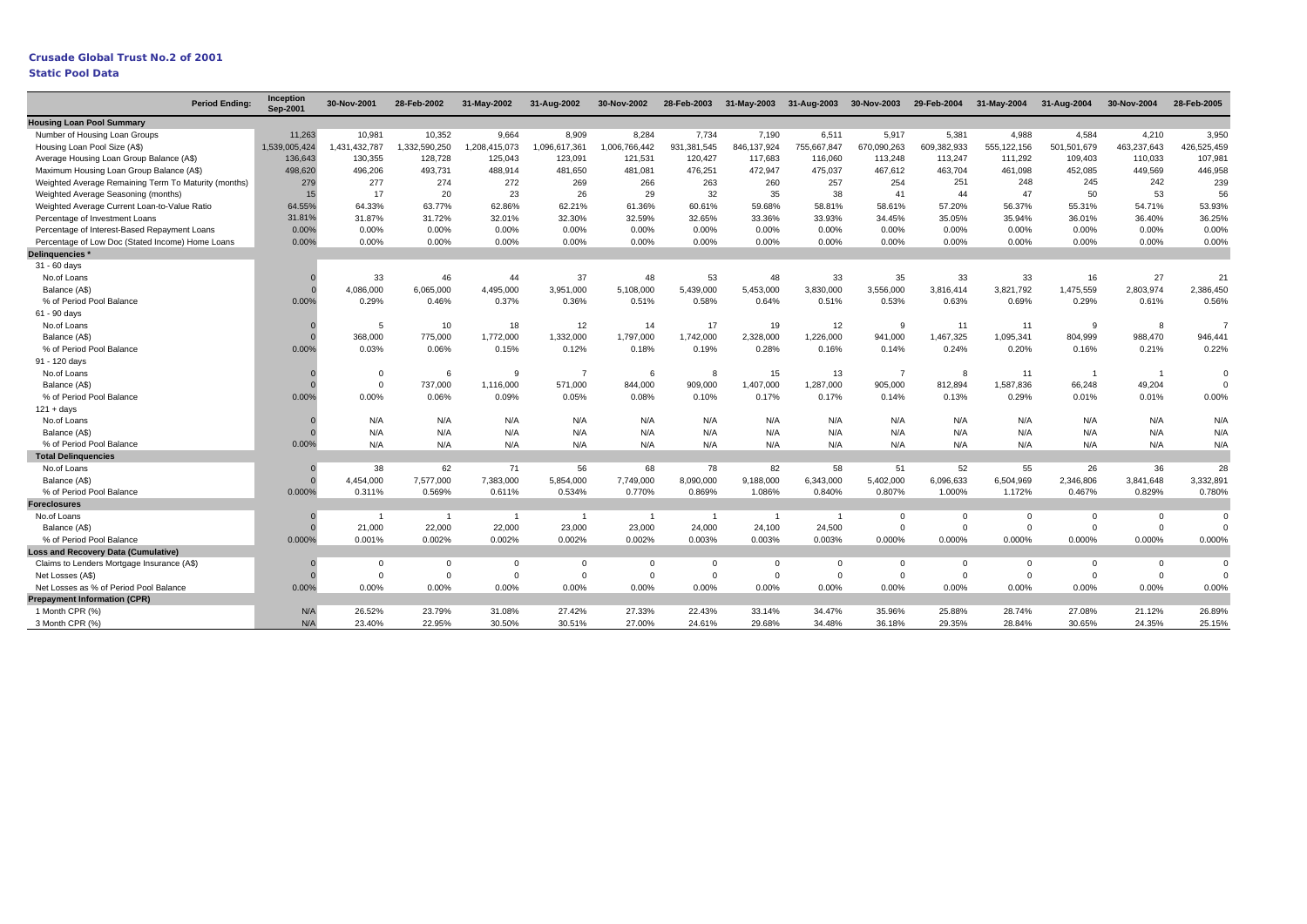# Crusade Global Trust No.2 of 2001

## Static Pool Data

| Period Ending: | Inception Sep-2001 | 30-Nov-2001 | 28-Feb-2002 | 31-May-2002 | 31-Aug-2002 | 30-Nov-2002 | 28-Feb-2003 | 31-May-2003 | 31-Aug-2003 | 30-Nov-2003 | 29-Feb-2004 | 31-May-2004 | 31-Aug-2004 | 30-Nov-2004 | 28-Feb-2005 |
|---|---|---|---|---|---|---|---|---|---|---|---|---|---|---|---|
| **Housing Loan Pool Summary** | | | | | | | | | | | | | | | |
| Number of Housing Loan Groups | 11,263 | 10,981 | 10,352 | 9,664 | 8,909 | 8,284 | 7,734 | 7,190 | 6,511 | 5,917 | 5,381 | 4,988 | 4,584 | 4,210 | 3,950 |
| Housing Loan Pool Size (A$) | 1,539,005,424 | 1,431,432,787 | 1,332,590,250 | 1,208,415,073 | 1,096,617,361 | 1,006,766,442 | 931,381,545 | 846,137,924 | 755,667,847 | 670,090,263 | 609,382,933 | 555,122,156 | 501,501,679 | 463,237,643 | 426,525,459 |
| Average Housing Loan Group Balance (A$) | 136,643 | 130,355 | 128,728 | 125,043 | 123,091 | 121,531 | 120,427 | 117,683 | 116,060 | 113,248 | 113,247 | 111,292 | 109,403 | 110,033 | 107,981 |
| Maximum Housing Loan Group Balance (A$) | 498,620 | 496,206 | 493,731 | 488,914 | 481,650 | 481,081 | 476,251 | 472,947 | 475,037 | 467,612 | 463,704 | 461,098 | 452,085 | 449,569 | 446,958 |
| Weighted Average Remaining Term To Maturity (months) | 279 | 277 | 274 | 272 | 269 | 266 | 263 | 260 | 257 | 254 | 251 | 248 | 245 | 242 | 239 |
| Weighted Average Seasoning (months) | 15 | 17 | 20 | 23 | 26 | 29 | 32 | 35 | 38 | 41 | 44 | 47 | 50 | 53 | 56 |
| Weighted Average Current Loan-to-Value Ratio | 64.55% | 64.33% | 63.77% | 62.86% | 62.21% | 61.36% | 60.61% | 59.68% | 58.81% | 58.61% | 57.20% | 56.37% | 55.31% | 54.71% | 53.93% |
| Percentage of Investment Loans | 31.81% | 31.87% | 31.72% | 32.01% | 32.30% | 32.59% | 32.65% | 33.36% | 33.93% | 34.45% | 35.05% | 35.94% | 36.01% | 36.40% | 36.25% |
| Percentage of Interest-Based Repayment Loans | 0.00% | 0.00% | 0.00% | 0.00% | 0.00% | 0.00% | 0.00% | 0.00% | 0.00% | 0.00% | 0.00% | 0.00% | 0.00% | 0.00% | 0.00% |
| Percentage of Low Doc (Stated Income) Home Loans | 0.00% | 0.00% | 0.00% | 0.00% | 0.00% | 0.00% | 0.00% | 0.00% | 0.00% | 0.00% | 0.00% | 0.00% | 0.00% | 0.00% | 0.00% |
| **Delinquencies *** | | | | | | | | | | | | | | | |
| 31 - 60 days | | | | | | | | | | | | | | | |
| No.of Loans | 0 | 33 | 46 | 44 | 37 | 48 | 53 | 48 | 33 | 35 | 33 | 33 | 16 | 27 | 21 |
| Balance (A$) | 0 | 4,086,000 | 6,065,000 | 4,495,000 | 3,951,000 | 5,108,000 | 5,439,000 | 5,453,000 | 3,830,000 | 3,556,000 | 3,816,414 | 3,821,792 | 1,475,559 | 2,803,974 | 2,386,450 |
| % of Period Pool Balance | 0.00% | 0.29% | 0.46% | 0.37% | 0.36% | 0.51% | 0.58% | 0.64% | 0.51% | 0.53% | 0.63% | 0.69% | 0.29% | 0.61% | 0.56% |
| 61 - 90 days | | | | | | | | | | | | | | | |
| No.of Loans | 0 | 5 | 10 | 18 | 12 | 14 | 17 | 19 | 12 | 9 | 11 | 11 | 9 | 8 | 7 |
| Balance (A$) | 0 | 368,000 | 775,000 | 1,772,000 | 1,332,000 | 1,797,000 | 1,742,000 | 2,328,000 | 1,226,000 | 941,000 | 1,467,325 | 1,095,341 | 804,999 | 988,470 | 946,441 |
| % of Period Pool Balance | 0.00% | 0.03% | 0.06% | 0.15% | 0.12% | 0.18% | 0.19% | 0.28% | 0.16% | 0.14% | 0.24% | 0.20% | 0.16% | 0.21% | 0.22% |
| 91 - 120 days | | | | | | | | | | | | | | | |
| No.of Loans | 0 | 0 | 6 | 9 | 7 | 6 | 8 | 15 | 13 | 7 | 8 | 11 | 1 | 1 | 0 |
| Balance (A$) | 0 | 0 | 737,000 | 1,116,000 | 571,000 | 844,000 | 909,000 | 1,407,000 | 1,287,000 | 905,000 | 812,894 | 1,587,836 | 66,248 | 49,204 | 0 |
| % of Period Pool Balance | 0.00% | 0.00% | 0.06% | 0.09% | 0.05% | 0.08% | 0.10% | 0.17% | 0.17% | 0.14% | 0.13% | 0.29% | 0.01% | 0.01% | 0.00% |
| 121 + days | | | | | | | | | | | | | | | |
| No.of Loans | 0 | N/A | N/A | N/A | N/A | N/A | N/A | N/A | N/A | N/A | N/A | N/A | N/A | N/A | N/A |
| Balance (A$) | 0 | N/A | N/A | N/A | N/A | N/A | N/A | N/A | N/A | N/A | N/A | N/A | N/A | N/A | N/A |
| % of Period Pool Balance | 0.00% | N/A | N/A | N/A | N/A | N/A | N/A | N/A | N/A | N/A | N/A | N/A | N/A | N/A | N/A |
| **Total Delinquencies** | | | | | | | | | | | | | | | |
| No.of Loans | 0 | 38 | 62 | 71 | 56 | 68 | 78 | 82 | 58 | 51 | 52 | 55 | 26 | 36 | 28 |
| Balance (A$) | 0 | 4,454,000 | 7,577,000 | 7,383,000 | 5,854,000 | 7,749,000 | 8,090,000 | 9,188,000 | 6,343,000 | 5,402,000 | 6,096,633 | 6,504,969 | 2,346,806 | 3,841,648 | 3,332,891 |
| % of Period Pool Balance | 0.000% | 0.311% | 0.569% | 0.611% | 0.534% | 0.770% | 0.869% | 1.086% | 0.840% | 0.807% | 1.000% | 1.172% | 0.467% | 0.829% | 0.780% |
| **Foreclosures** | | | | | | | | | | | | | | | |
| No.of Loans | 0 | 1 | 1 | 1 | 1 | 1 | 1 | 1 | 1 | 0 | 0 | 0 | 0 | 0 | 0 |
| Balance (A$) | 0 | 21,000 | 22,000 | 22,000 | 23,000 | 23,000 | 24,000 | 24,100 | 24,500 | 0 | 0 | 0 | 0 | 0 | 0 |
| % of Period Pool Balance | 0.000% | 0.001% | 0.002% | 0.002% | 0.002% | 0.002% | 0.003% | 0.003% | 0.003% | 0.000% | 0.000% | 0.000% | 0.000% | 0.000% | 0.000% |
| **Loss and Recovery Data (Cumulative)** | | | | | | | | | | | | | | | |
| Claims to Lenders Mortgage Insurance (A$) | 0 | 0 | 0 | 0 | 0 | 0 | 0 | 0 | 0 | 0 | 0 | 0 | 0 | 0 | 0 |
| Net Losses (A$) | 0 | 0 | 0 | 0 | 0 | 0 | 0 | 0 | 0 | 0 | 0 | 0 | 0 | 0 | 0 |
| Net Losses as % of Period Pool Balance | 0.00% | 0.00% | 0.00% | 0.00% | 0.00% | 0.00% | 0.00% | 0.00% | 0.00% | 0.00% | 0.00% | 0.00% | 0.00% | 0.00% | 0.00% |
| **Prepayment Information (CPR)** | | | | | | | | | | | | | | | |
| 1 Month CPR (%) | N/A | 26.52% | 23.79% | 31.08% | 27.42% | 27.33% | 22.43% | 33.14% | 34.47% | 35.96% | 25.88% | 28.74% | 27.08% | 21.12% | 26.89% |
| 3 Month CPR (%) | N/A | 23.40% | 22.95% | 30.50% | 30.51% | 27.00% | 24.61% | 29.68% | 34.48% | 36.18% | 29.35% | 28.84% | 30.65% | 24.35% | 25.15% |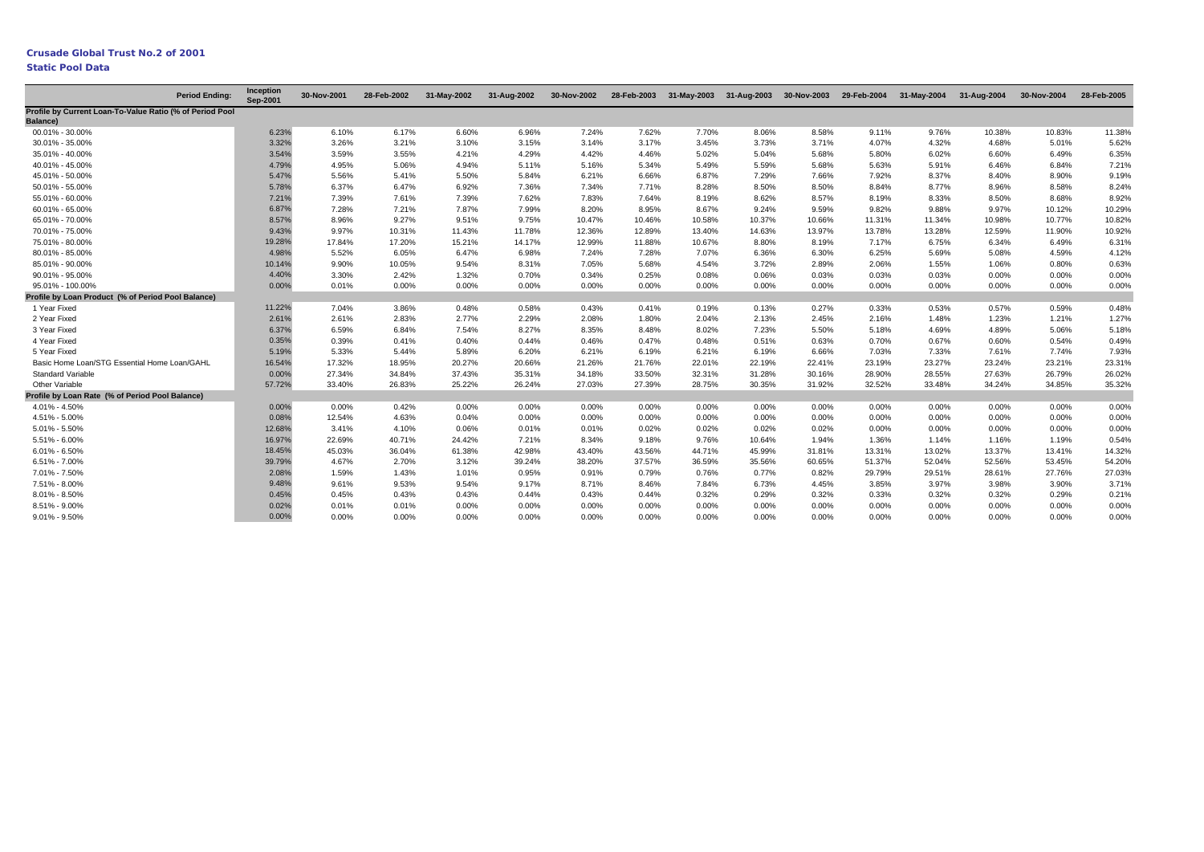**Crusade Global Trust No.2 of 2001**

**Static Pool Data**

| Period Ending: | Inception Sep-2001 | 30-Nov-2001 | 28-Feb-2002 | 31-May-2002 | 31-Aug-2002 | 30-Nov-2002 | 28-Feb-2003 | 31-May-2003 | 31-Aug-2003 | 30-Nov-2003 | 29-Feb-2004 | 31-May-2004 | 31-Aug-2004 | 30-Nov-2004 | 28-Feb-2005 |
|---|---|---|---|---|---|---|---|---|---|---|---|---|---|---|---|
| **Profile by Current Loan-To-Value Ratio (% of Period Pool Balance)** | | | | | | | | | | | | | | | |
| 00.01% - 30.00% | 6.23% | 6.10% | 6.17% | 6.60% | 6.96% | 7.24% | 7.62% | 7.70% | 8.06% | 8.58% | 9.11% | 9.76% | 10.38% | 10.83% | 11.38% |
| 30.01% - 35.00% | 3.32% | 3.26% | 3.21% | 3.10% | 3.15% | 3.14% | 3.17% | 3.45% | 3.73% | 3.71% | 4.07% | 4.32% | 4.68% | 5.01% | 5.62% |
| 35.01% - 40.00% | 3.54% | 3.59% | 3.55% | 4.21% | 4.29% | 4.42% | 4.46% | 5.02% | 5.04% | 5.68% | 5.80% | 6.02% | 6.60% | 6.49% | 6.35% |
| 40.01% - 45.00% | 4.79% | 4.95% | 5.06% | 4.94% | 5.11% | 5.16% | 5.34% | 5.49% | 5.59% | 5.68% | 5.63% | 5.91% | 6.46% | 6.84% | 7.21% |
| 45.01% - 50.00% | 5.47% | 5.56% | 5.41% | 5.50% | 5.84% | 6.21% | 6.66% | 6.87% | 7.29% | 7.66% | 7.92% | 8.37% | 8.40% | 8.90% | 9.19% |
| 50.01% - 55.00% | 5.78% | 6.37% | 6.47% | 6.92% | 7.36% | 7.34% | 7.71% | 8.28% | 8.50% | 8.50% | 8.84% | 8.77% | 8.96% | 8.58% | 8.24% |
| 55.01% - 60.00% | 7.21% | 7.39% | 7.61% | 7.39% | 7.62% | 7.83% | 7.64% | 8.19% | 8.62% | 8.57% | 8.19% | 8.33% | 8.50% | 8.68% | 8.92% |
| 60.01% - 65.00% | 6.87% | 7.28% | 7.21% | 7.87% | 7.99% | 8.20% | 8.95% | 8.67% | 9.24% | 9.59% | 9.82% | 9.88% | 9.97% | 10.12% | 10.29% |
| 65.01% - 70.00% | 8.57% | 8.96% | 9.27% | 9.51% | 9.75% | 10.47% | 10.46% | 10.58% | 10.37% | 10.66% | 11.31% | 11.34% | 10.98% | 10.77% | 10.82% |
| 70.01% - 75.00% | 9.43% | 9.97% | 10.31% | 11.43% | 11.78% | 12.36% | 12.89% | 13.40% | 14.63% | 13.97% | 13.78% | 13.28% | 12.59% | 11.90% | 10.92% |
| 75.01% - 80.00% | 19.28% | 17.84% | 17.20% | 15.21% | 14.17% | 12.99% | 11.88% | 10.67% | 8.80% | 8.19% | 7.17% | 6.75% | 6.34% | 6.49% | 6.31% |
| 80.01% - 85.00% | 4.98% | 5.52% | 6.05% | 6.47% | 6.98% | 7.24% | 7.28% | 7.07% | 6.36% | 6.30% | 6.25% | 5.69% | 5.08% | 4.59% | 4.12% |
| 85.01% - 90.00% | 10.14% | 9.90% | 10.05% | 9.54% | 8.31% | 7.05% | 5.68% | 4.54% | 3.72% | 2.89% | 2.06% | 1.55% | 1.06% | 0.80% | 0.63% |
| 90.01% - 95.00% | 4.40% | 3.30% | 2.42% | 1.32% | 0.70% | 0.34% | 0.25% | 0.08% | 0.06% | 0.03% | 0.03% | 0.03% | 0.00% | 0.00% | 0.00% |
| 95.01% - 100.00% | 0.00% | 0.01% | 0.00% | 0.00% | 0.00% | 0.00% | 0.00% | 0.00% | 0.00% | 0.00% | 0.00% | 0.00% | 0.00% | 0.00% | 0.00% |
| **Profile by Loan Product (% of Period Pool Balance)** | | | | | | | | | | | | | | | |
| 1 Year Fixed | 11.22% | 7.04% | 3.86% | 0.48% | 0.58% | 0.43% | 0.41% | 0.19% | 0.13% | 0.27% | 0.33% | 0.53% | 0.57% | 0.59% | 0.48% |
| 2 Year Fixed | 2.61% | 2.61% | 2.83% | 2.77% | 2.29% | 2.08% | 1.80% | 2.04% | 2.13% | 2.45% | 2.16% | 1.48% | 1.23% | 1.21% | 1.27% |
| 3 Year Fixed | 6.37% | 6.59% | 6.84% | 7.54% | 8.27% | 8.35% | 8.48% | 8.02% | 7.23% | 5.50% | 5.18% | 4.69% | 4.89% | 5.06% | 5.18% |
| 4 Year Fixed | 0.35% | 0.39% | 0.41% | 0.40% | 0.44% | 0.46% | 0.47% | 0.48% | 0.51% | 0.63% | 0.70% | 0.67% | 0.60% | 0.54% | 0.49% |
| 5 Year Fixed | 5.19% | 5.33% | 5.44% | 5.89% | 6.20% | 6.21% | 6.19% | 6.21% | 6.19% | 6.66% | 7.03% | 7.33% | 7.61% | 7.74% | 7.93% |
| Basic Home Loan/STG Essential Home Loan/GAHL | 16.54% | 17.32% | 18.95% | 20.27% | 20.66% | 21.26% | 21.76% | 22.01% | 22.19% | 22.41% | 23.19% | 23.27% | 23.24% | 23.21% | 23.31% |
| Standard Variable | 0.00% | 27.34% | 34.84% | 37.43% | 35.31% | 34.18% | 33.50% | 32.31% | 31.28% | 30.16% | 28.90% | 28.55% | 27.63% | 26.79% | 26.02% |
| Other Variable | 57.72% | 33.40% | 26.83% | 25.22% | 26.24% | 27.03% | 27.39% | 28.75% | 30.35% | 31.92% | 32.52% | 33.48% | 34.24% | 34.85% | 35.32% |
| **Profile by Loan Rate (% of Period Pool Balance)** | | | | | | | | | | | | | | | |
| 4.01% - 4.50% | 0.00% | 0.42% | 0.00% | 0.00% | 0.00% | 0.00% | 0.00% | 0.00% | 0.00% | 0.00% | 0.00% | 0.00% | 0.00% | 0.00% | 0.00% |
| 4.51% - 5.00% | 0.08% | 12.54% | 4.63% | 0.04% | 0.00% | 0.00% | 0.00% | 0.00% | 0.00% | 0.00% | 0.00% | 0.00% | 0.00% | 0.00% | 0.00% |
| 5.01% - 5.50% | 12.68% | 3.41% | 4.10% | 0.06% | 0.01% | 0.01% | 0.02% | 0.02% | 0.02% | 0.02% | 0.00% | 0.00% | 0.00% | 0.00% | 0.00% |
| 5.51% - 6.00% | 16.97% | 22.69% | 40.71% | 24.42% | 7.21% | 8.34% | 9.18% | 9.76% | 10.64% | 1.94% | 1.36% | 1.14% | 1.16% | 1.19% | 0.54% |
| 6.01% - 6.50% | 18.45% | 45.03% | 36.04% | 61.38% | 42.98% | 43.40% | 43.56% | 44.71% | 45.99% | 31.81% | 13.31% | 13.02% | 13.37% | 13.41% | 14.32% |
| 6.51% - 7.00% | 39.79% | 4.67% | 2.70% | 3.12% | 39.24% | 38.20% | 37.57% | 36.59% | 35.56% | 60.65% | 51.37% | 52.04% | 52.56% | 53.45% | 54.20% |
| 7.01% - 7.50% | 2.08% | 1.59% | 1.43% | 1.01% | 0.95% | 0.91% | 0.79% | 0.76% | 0.77% | 0.82% | 29.79% | 29.51% | 28.61% | 27.76% | 27.03% |
| 7.51% - 8.00% | 9.48% | 9.61% | 9.53% | 9.54% | 9.17% | 8.71% | 8.46% | 7.84% | 6.73% | 4.45% | 3.85% | 3.97% | 3.98% | 3.90% | 3.71% |
| 8.01% - 8.50% | 0.45% | 0.45% | 0.43% | 0.43% | 0.44% | 0.43% | 0.44% | 0.32% | 0.29% | 0.32% | 0.33% | 0.32% | 0.32% | 0.29% | 0.21% |
| 8.51% - 9.00% | 0.02% | 0.01% | 0.01% | 0.00% | 0.00% | 0.00% | 0.00% | 0.00% | 0.00% | 0.00% | 0.00% | 0.00% | 0.00% | 0.00% | 0.00% |
| 9.01% - 9.50% | 0.00% | 0.00% | 0.00% | 0.00% | 0.00% | 0.00% | 0.00% | 0.00% | 0.00% | 0.00% | 0.00% | 0.00% | 0.00% | 0.00% | 0.00% |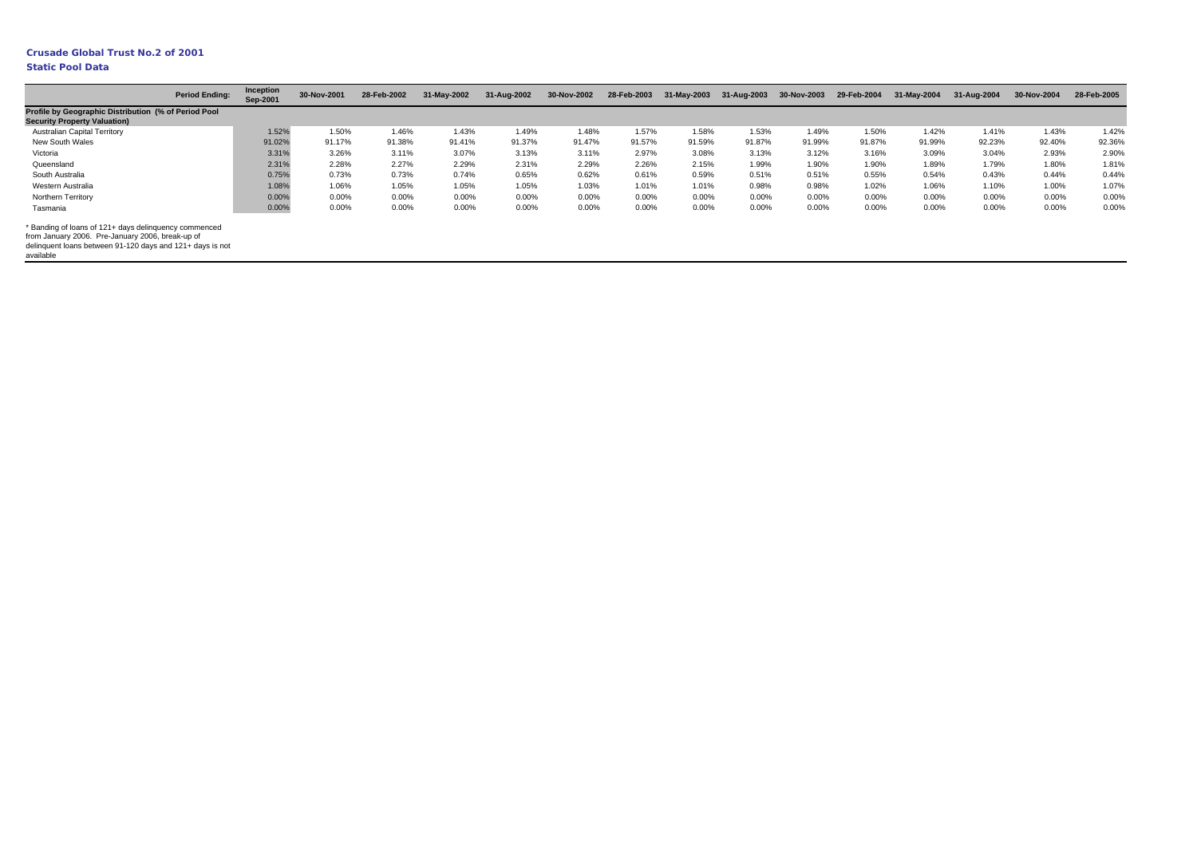**Crusade Global Trust No.2 of 2001**

**Static Pool Data**

| Period Ending: | Inception Sep-2001 | 30-Nov-2001 | 28-Feb-2002 | 31-May-2002 | 31-Aug-2002 | 30-Nov-2002 | 28-Feb-2003 | 31-May-2003 | 31-Aug-2003 | 30-Nov-2003 | 29-Feb-2004 | 31-May-2004 | 31-Aug-2004 | 30-Nov-2004 | 28-Feb-2005 |
|---|---|---|---|---|---|---|---|---|---|---|---|---|---|---|---|
| **Profile by Geographic Distribution (% of Period Pool Security Property Valuation)** | | | | | | | | | | | | | | | |
| Australian Capital Territory | 1.52% | 1.50% | 1.46% | 1.43% | 1.49% | 1.48% | 1.57% | 1.58% | 1.53% | 1.49% | 1.50% | 1.42% | 1.41% | 1.43% | 1.42% |
| New South Wales | 91.02% | 91.17% | 91.38% | 91.41% | 91.37% | 91.47% | 91.57% | 91.59% | 91.87% | 91.99% | 91.87% | 91.99% | 92.23% | 92.40% | 92.36% |
| Victoria | 3.31% | 3.26% | 3.11% | 3.07% | 3.13% | 3.11% | 2.97% | 3.08% | 3.13% | 3.12% | 3.16% | 3.09% | 3.04% | 2.93% | 2.90% |
| Queensland | 2.31% | 2.28% | 2.27% | 2.29% | 2.31% | 2.29% | 2.26% | 2.15% | 1.99% | 1.90% | 1.90% | 1.89% | 1.79% | 1.80% | 1.81% |
| South Australia | 0.75% | 0.73% | 0.73% | 0.74% | 0.65% | 0.62% | 0.61% | 0.59% | 0.51% | 0.51% | 0.55% | 0.54% | 0.43% | 0.44% | 0.44% |
| Western Australia | 1.08% | 1.06% | 1.05% | 1.05% | 1.05% | 1.03% | 1.01% | 1.01% | 0.98% | 0.98% | 1.02% | 1.06% | 1.10% | 1.00% | 1.07% |
| Northern Territory | 0.00% | 0.00% | 0.00% | 0.00% | 0.00% | 0.00% | 0.00% | 0.00% | 0.00% | 0.00% | 0.00% | 0.00% | 0.00% | 0.00% | 0.00% |
| Tasmania | 0.00% | 0.00% | 0.00% | 0.00% | 0.00% | 0.00% | 0.00% | 0.00% | 0.00% | 0.00% | 0.00% | 0.00% | 0.00% | 0.00% | 0.00% |

* Banding of loans of 121+ days delinquency commenced from January 2006. Pre-January 2006, break-up of delinquent loans between 91-120 days and 121+ days is not available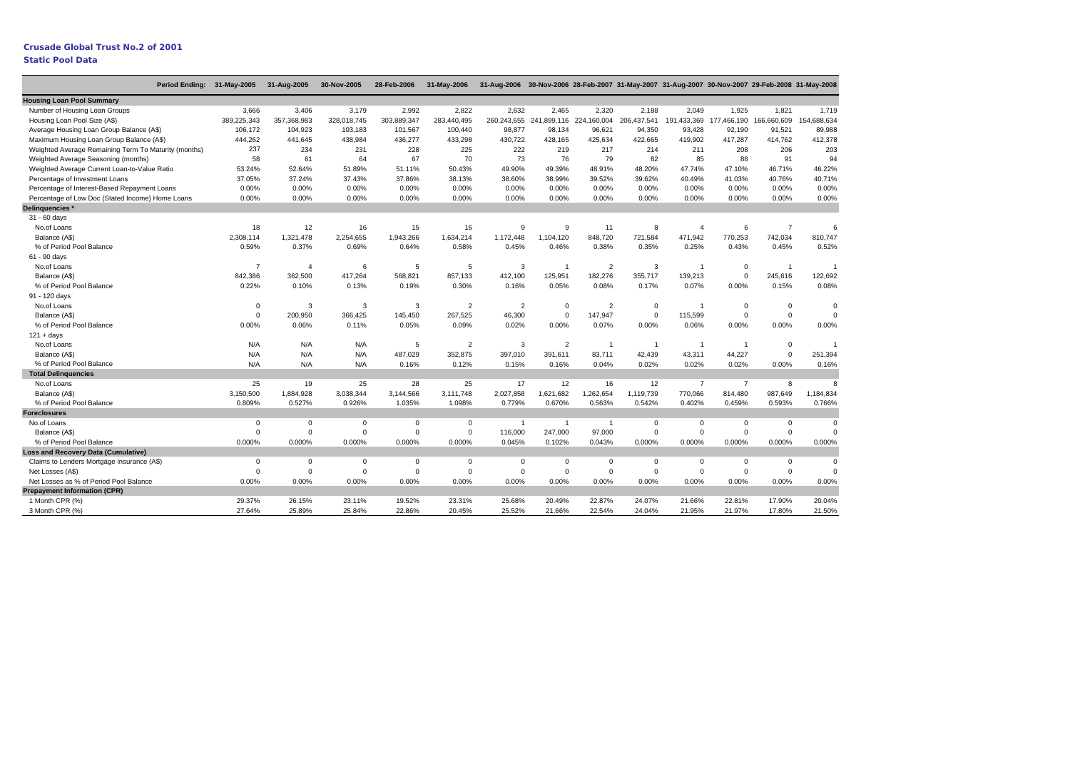**Crusade Global Trust No.2 of 2001**

**Static Pool Data**

| Period Ending: | 31-May-2005 | 31-Aug-2005 | 30-Nov-2005 | 28-Feb-2006 | 31-May-2006 | 31-Aug-2006 | 30-Nov-2006 | 28-Feb-2007 | 31-May-2007 | 31-Aug-2007 | 30-Nov-2007 | 29-Feb-2008 | 31-May-2008 |
|---|---|---|---|---|---|---|---|---|---|---|---|---|---|
| **Housing Loan Pool Summary** | | | | | | | | | | | | | |
| Number of Housing Loan Groups | 3,666 | 3,406 | 3,179 | 2,992 | 2,822 | 2,632 | 2,465 | 2,320 | 2,188 | 2,049 | 1,925 | 1,821 | 1,719 |
| Housing Loan Pool Size (A$) | 389,225,343 | 357,368,983 | 328,018,745 | 303,889,347 | 283,440,495 | 260,243,655 | 241,899,116 | 224,160,004 | 206,437,541 | 191,433,369 | 177,466,190 | 166,660,609 | 154,688,634 |
| Average Housing Loan Group Balance (A$) | 106,172 | 104,923 | 103,183 | 101,567 | 100,440 | 98,877 | 98,134 | 96,621 | 94,350 | 93,428 | 92,190 | 91,521 | 89,988 |
| Maximum Housing Loan Group Balance (A$) | 444,262 | 441,645 | 438,984 | 436,277 | 433,298 | 430,722 | 428,165 | 425,634 | 422,665 | 419,902 | 417,287 | 414,762 | 412,378 |
| Weighted Average Remaining Term To Maturity (months) | 237 | 234 | 231 | 228 | 225 | 222 | 219 | 217 | 214 | 211 | 208 | 206 | 203 |
| Weighted Average Seasoning (months) | 58 | 61 | 64 | 67 | 70 | 73 | 76 | 79 | 82 | 85 | 88 | 91 | 94 |
| Weighted Average Current Loan-to-Value Ratio | 53.24% | 52.64% | 51.89% | 51.11% | 50.43% | 49.90% | 49.39% | 48.91% | 48.20% | 47.74% | 47.10% | 46.71% | 46.22% |
| Percentage of Investment Loans | 37.05% | 37.24% | 37.43% | 37.86% | 38.13% | 38.60% | 38.99% | 39.52% | 39.62% | 40.49% | 41.03% | 40.76% | 40.71% |
| Percentage of Interest-Based Repayment Loans | 0.00% | 0.00% | 0.00% | 0.00% | 0.00% | 0.00% | 0.00% | 0.00% | 0.00% | 0.00% | 0.00% | 0.00% | 0.00% |
| Percentage of Low Doc (Stated Income) Home Loans | 0.00% | 0.00% | 0.00% | 0.00% | 0.00% | 0.00% | 0.00% | 0.00% | 0.00% | 0.00% | 0.00% | 0.00% | 0.00% |
| **Delinquencies \*** | | | | | | | | | | | | | |
| 31 - 60 days | | | | | | | | | | | | | |
| No.of Loans | 18 | 12 | 16 | 15 | 16 | 9 | 9 | 11 | 8 | 4 | 6 | 7 | 6 |
| Balance (A$) | 2,308,114 | 1,321,478 | 2,254,655 | 1,943,266 | 1,634,214 | 1,172,448 | 1,104,120 | 848,720 | 721,584 | 471,942 | 770,253 | 742,034 | 810,747 |
| % of Period Pool Balance | 0.59% | 0.37% | 0.69% | 0.64% | 0.58% | 0.45% | 0.46% | 0.38% | 0.35% | 0.25% | 0.43% | 0.45% | 0.52% |
| 61 - 90 days | | | | | | | | | | | | | |
| No.of Loans | 7 | 4 | 6 | 5 | 5 | 3 | 1 | 2 | 3 | 1 | 0 | 1 | 1 |
| Balance (A$) | 842,386 | 362,500 | 417,264 | 568,821 | 857,133 | 412,100 | 125,951 | 182,276 | 355,717 | 139,213 | 0 | 245,616 | 122,692 |
| % of Period Pool Balance | 0.22% | 0.10% | 0.13% | 0.19% | 0.30% | 0.16% | 0.05% | 0.08% | 0.17% | 0.07% | 0.00% | 0.15% | 0.08% |
| 91 - 120 days | | | | | | | | | | | | | |
| No.of Loans | 0 | 3 | 3 | 3 | 2 | 2 | 0 | 2 | 0 | 1 | 0 | 0 | 0 |
| Balance (A$) | 0 | 200,950 | 366,425 | 145,450 | 267,525 | 46,300 | 0 | 147,947 | 0 | 115,599 | 0 | 0 | 0 |
| % of Period Pool Balance | 0.00% | 0.06% | 0.11% | 0.05% | 0.09% | 0.02% | 0.00% | 0.07% | 0.00% | 0.06% | 0.00% | 0.00% | 0.00% |
| 121 + days | | | | | | | | | | | | | |
| No.of Loans | N/A | N/A | N/A | 5 | 2 | 3 | 2 | 1 | 1 | 1 | 1 | 0 | 1 |
| Balance (A$) | N/A | N/A | N/A | 487,029 | 352,875 | 397,010 | 391,611 | 83,711 | 42,439 | 43,311 | 44,227 | 0 | 251,394 |
| % of Period Pool Balance | N/A | N/A | N/A | 0.16% | 0.12% | 0.15% | 0.16% | 0.04% | 0.02% | 0.02% | 0.02% | 0.00% | 0.16% |
| **Total Delinquencies** | | | | | | | | | | | | | |
| No.of Loans | 25 | 19 | 25 | 28 | 25 | 17 | 12 | 16 | 12 | 7 | 7 | 8 | 8 |
| Balance (A$) | 3,150,500 | 1,884,928 | 3,038,344 | 3,144,566 | 3,111,748 | 2,027,858 | 1,621,682 | 1,262,654 | 1,119,739 | 770,066 | 814,480 | 987,649 | 1,184,834 |
| % of Period Pool Balance | 0.809% | 0.527% | 0.926% | 1.035% | 1.098% | 0.779% | 0.670% | 0.563% | 0.542% | 0.402% | 0.459% | 0.593% | 0.766% |
| **Foreclosures** | | | | | | | | | | | | | |
| No.of Loans | 0 | 0 | 0 | 0 | 0 | 1 | 1 | 1 | 0 | 0 | 0 | 0 | 0 |
| Balance (A$) | 0 | 0 | 0 | 0 | 0 | 116,000 | 247,000 | 97,000 | 0 | 0 | 0 | 0 | 0 |
| % of Period Pool Balance | 0.000% | 0.000% | 0.000% | 0.000% | 0.000% | 0.045% | 0.102% | 0.043% | 0.000% | 0.000% | 0.000% | 0.000% | 0.000% |
| **Loss and Recovery Data (Cumulative)** | | | | | | | | | | | | | |
| Claims to Lenders Mortgage Insurance (A$) | 0 | 0 | 0 | 0 | 0 | 0 | 0 | 0 | 0 | 0 | 0 | 0 | 0 |
| Net Losses (A$) | 0 | 0 | 0 | 0 | 0 | 0 | 0 | 0 | 0 | 0 | 0 | 0 | 0 |
| Net Losses as % of Period Pool Balance | 0.00% | 0.00% | 0.00% | 0.00% | 0.00% | 0.00% | 0.00% | 0.00% | 0.00% | 0.00% | 0.00% | 0.00% | 0.00% |
| **Prepayment Information (CPR)** | | | | | | | | | | | | | |
| 1 Month CPR (%) | 29.37% | 26.15% | 23.11% | 19.52% | 23.31% | 25.68% | 20.49% | 22.87% | 24.07% | 21.66% | 22.81% | 17.90% | 20.04% |
| 3 Month CPR (%) | 27.64% | 25.89% | 25.84% | 22.86% | 20.45% | 25.52% | 21.66% | 22.54% | 24.04% | 21.95% | 21.97% | 17.80% | 21.50% |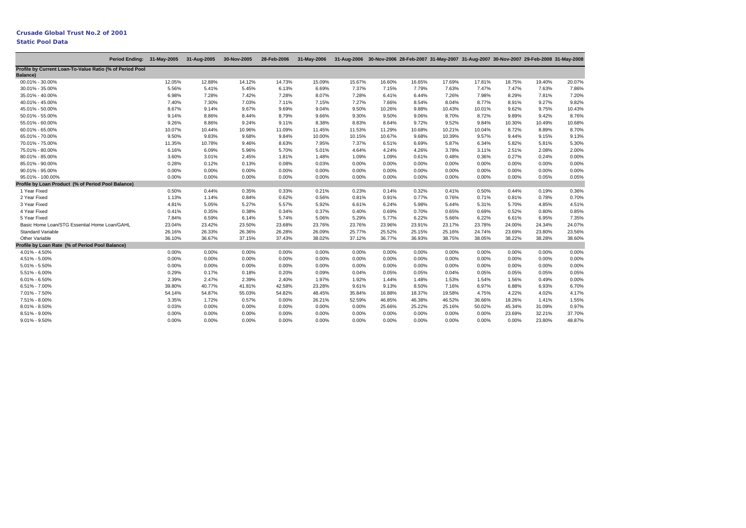**Crusade Global Trust No.2 of 2001**

**Static Pool Data**

| Period Ending: | 31-May-2005 | 31-Aug-2005 | 30-Nov-2005 | 28-Feb-2006 | 31-May-2006 | 31-Aug-2006 | 30-Nov-2006 | 28-Feb-2007 | 31-May-2007 | 31-Aug-2007 | 30-Nov-2007 | 29-Feb-2008 | 31-May-2008 |
|---|---|---|---|---|---|---|---|---|---|---|---|---|---|
| **Profile by Current Loan-To-Value Ratio (% of Period Pool Balance)** | | | | | | | | | | | | | |
| 00.01% - 30.00% | 12.05% | 12.88% | 14.12% | 14.73% | 15.09% | 15.67% | 16.60% | 16.65% | 17.69% | 17.81% | 18.75% | 19.40% | 20.07% |
| 30.01% - 35.00% | 5.56% | 5.41% | 5.45% | 6.13% | 6.69% | 7.37% | 7.15% | 7.79% | 7.63% | 7.47% | 7.47% | 7.63% | 7.86% |
| 35.01% - 40.00% | 6.98% | 7.28% | 7.42% | 7.28% | 8.07% | 7.28% | 6.41% | 6.44% | 7.26% | 7.98% | 8.29% | 7.81% | 7.20% |
| 40.01% - 45.00% | 7.40% | 7.30% | 7.03% | 7.11% | 7.15% | 7.27% | 7.66% | 8.54% | 8.04% | 8.77% | 8.91% | 9.27% | 9.82% |
| 45.01% - 50.00% | 8.67% | 9.14% | 9.67% | 9.69% | 9.04% | 9.50% | 10.26% | 9.88% | 10.43% | 10.01% | 9.62% | 9.75% | 10.43% |
| 50.01% - 55.00% | 9.14% | 8.86% | 8.44% | 8.79% | 9.66% | 9.30% | 9.50% | 9.06% | 8.70% | 8.72% | 9.89% | 9.42% | 8.76% |
| 55.01% - 60.00% | 9.26% | 8.86% | 9.24% | 9.11% | 8.38% | 8.83% | 8.64% | 9.72% | 9.52% | 9.84% | 10.30% | 10.49% | 10.68% |
| 60.01% - 65.00% | 10.07% | 10.44% | 10.96% | 11.09% | 11.45% | 11.53% | 11.29% | 10.68% | 10.21% | 10.04% | 8.72% | 8.89% | 8.70% |
| 65.01% - 70.00% | 9.50% | 9.83% | 9.68% | 9.84% | 10.00% | 10.15% | 10.67% | 9.68% | 10.39% | 9.57% | 9.44% | 9.15% | 9.13% |
| 70.01% - 75.00% | 11.35% | 10.78% | 9.46% | 8.63% | 7.95% | 7.37% | 6.51% | 6.69% | 5.87% | 6.34% | 5.82% | 5.81% | 5.30% |
| 75.01% - 80.00% | 6.16% | 6.09% | 5.96% | 5.70% | 5.01% | 4.64% | 4.24% | 4.26% | 3.78% | 3.11% | 2.51% | 2.08% | 2.00% |
| 80.01% - 85.00% | 3.60% | 3.01% | 2.45% | 1.81% | 1.48% | 1.09% | 1.09% | 0.61% | 0.48% | 0.36% | 0.27% | 0.24% | 0.00% |
| 85.01% - 90.00% | 0.28% | 0.12% | 0.13% | 0.08% | 0.03% | 0.00% | 0.00% | 0.00% | 0.00% | 0.00% | 0.00% | 0.00% | 0.00% |
| 90.01% - 95.00% | 0.00% | 0.00% | 0.00% | 0.00% | 0.00% | 0.00% | 0.00% | 0.00% | 0.00% | 0.00% | 0.00% | 0.00% | 0.00% |
| 95.01% - 100.00% | 0.00% | 0.00% | 0.00% | 0.00% | 0.00% | 0.00% | 0.00% | 0.00% | 0.00% | 0.00% | 0.00% | 0.05% | 0.05% |
| **Profile by Loan Product (% of Period Pool Balance)** | | | | | | | | | | | | | |
| 1 Year Fixed | 0.50% | 0.44% | 0.35% | 0.33% | 0.21% | 0.23% | 0.14% | 0.32% | 0.41% | 0.50% | 0.44% | 0.19% | 0.36% |
| 2 Year Fixed | 1.13% | 1.14% | 0.84% | 0.62% | 0.56% | 0.81% | 0.91% | 0.77% | 0.76% | 0.71% | 0.81% | 0.78% | 0.70% |
| 3 Year Fixed | 4.81% | 5.05% | 5.27% | 5.57% | 5.92% | 6.61% | 6.24% | 5.98% | 5.44% | 5.31% | 5.70% | 4.85% | 4.51% |
| 4 Year Fixed | 0.41% | 0.35% | 0.38% | 0.34% | 0.37% | 0.40% | 0.69% | 0.70% | 0.65% | 0.69% | 0.52% | 0.80% | 0.85% |
| 5 Year Fixed | 7.84% | 6.59% | 6.14% | 5.74% | 5.06% | 5.29% | 5.77% | 6.22% | 5.66% | 6.22% | 6.61% | 6.95% | 7.35% |
| Basic Home Loan/STG Essential Home Loan/GAHL | 23.04% | 23.42% | 23.50% | 23.68% | 23.76% | 23.76% | 23.96% | 23.91% | 23.17% | 23.78% | 24.00% | 24.34% | 24.07% |
| Standard Variable | 26.16% | 26.33% | 26.36% | 26.28% | 26.09% | 25.77% | 25.52% | 25.15% | 25.16% | 24.74% | 23.69% | 23.80% | 23.56% |
| Other Variable | 36.10% | 36.67% | 37.15% | 37.43% | 38.02% | 37.12% | 36.77% | 36.93% | 38.75% | 38.05% | 38.22% | 38.28% | 38.60% |
| **Profile by Loan Rate (% of Period Pool Balance)** | | | | | | | | | | | | | |
| 4.01% - 4.50% | 0.00% | 0.00% | 0.00% | 0.00% | 0.00% | 0.00% | 0.00% | 0.00% | 0.00% | 0.00% | 0.00% | 0.00% | 0.00% |
| 4.51% - 5.00% | 0.00% | 0.00% | 0.00% | 0.00% | 0.00% | 0.00% | 0.00% | 0.00% | 0.00% | 0.00% | 0.00% | 0.00% | 0.00% |
| 5.01% - 5.50% | 0.00% | 0.00% | 0.00% | 0.00% | 0.00% | 0.00% | 0.00% | 0.00% | 0.00% | 0.00% | 0.00% | 0.00% | 0.00% |
| 5.51% - 6.00% | 0.29% | 0.17% | 0.18% | 0.20% | 0.09% | 0.04% | 0.05% | 0.05% | 0.04% | 0.05% | 0.05% | 0.05% | 0.05% |
| 6.01% - 6.50% | 2.39% | 2.47% | 2.39% | 2.40% | 1.97% | 1.92% | 1.44% | 1.48% | 1.53% | 1.54% | 1.56% | 0.49% | 0.00% |
| 6.51% - 7.00% | 39.80% | 40.77% | 41.81% | 42.58% | 23.28% | 9.61% | 9.13% | 8.50% | 7.16% | 6.97% | 6.88% | 6.93% | 6.70% |
| 7.01% - 7.50% | 54.14% | 54.87% | 55.03% | 54.82% | 48.45% | 35.84% | 16.88% | 18.37% | 19.58% | 4.75% | 4.22% | 4.02% | 4.17% |
| 7.51% - 8.00% | 3.35% | 1.72% | 0.57% | 0.00% | 26.21% | 52.59% | 46.85% | 46.38% | 46.52% | 36.66% | 18.26% | 1.41% | 1.55% |
| 8.01% - 8.50% | 0.03% | 0.00% | 0.00% | 0.00% | 0.00% | 0.00% | 25.66% | 25.22% | 25.16% | 50.02% | 45.34% | 31.09% | 0.97% |
| 8.51% - 9.00% | 0.00% | 0.00% | 0.00% | 0.00% | 0.00% | 0.00% | 0.00% | 0.00% | 0.00% | 0.00% | 23.69% | 32.21% | 37.70% |
| 9.01% - 9.50% | 0.00% | 0.00% | 0.00% | 0.00% | 0.00% | 0.00% | 0.00% | 0.00% | 0.00% | 0.00% | 0.00% | 23.80% | 48.87% |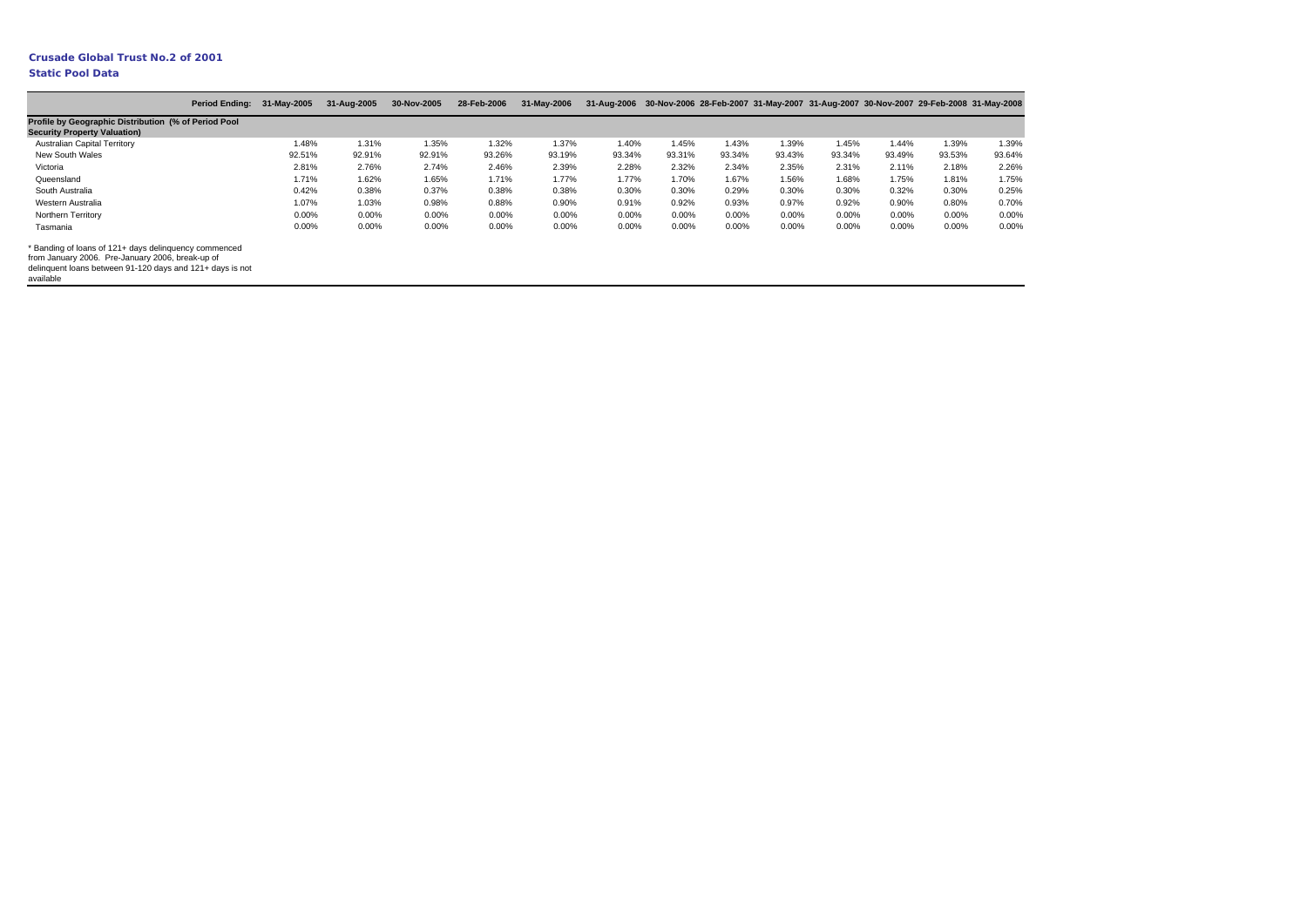**Crusade Global Trust No.2 of 2001**

**Static Pool Data**

| Period Ending: | 31-May-2005 | 31-Aug-2005 | 30-Nov-2005 | 28-Feb-2006 | 31-May-2006 | 31-Aug-2006 | 30-Nov-2006 | 28-Feb-2007 | 31-May-2007 | 31-Aug-2007 | 30-Nov-2007 | 29-Feb-2008 | 31-May-2008 |
|---|---|---|---|---|---|---|---|---|---|---|---|---|---|
| **Profile by Geographic Distribution (% of Period Pool Security Property Valuation)** | | | | | | | | | | | | | |
| Australian Capital Territory | 1.48% | 1.31% | 1.35% | 1.32% | 1.37% | 1.40% | 1.45% | 1.43% | 1.39% | 1.45% | 1.44% | 1.39% | 1.39% |
| New South Wales | 92.51% | 92.91% | 92.91% | 93.26% | 93.19% | 93.34% | 93.31% | 93.34% | 93.43% | 93.34% | 93.49% | 93.53% | 93.64% |
| Victoria | 2.81% | 2.76% | 2.74% | 2.46% | 2.39% | 2.28% | 2.32% | 2.34% | 2.35% | 2.31% | 2.11% | 2.18% | 2.26% |
| Queensland | 1.71% | 1.62% | 1.65% | 1.71% | 1.77% | 1.77% | 1.70% | 1.67% | 1.56% | 1.68% | 1.75% | 1.81% | 1.75% |
| South Australia | 0.42% | 0.38% | 0.37% | 0.38% | 0.38% | 0.30% | 0.30% | 0.29% | 0.30% | 0.30% | 0.32% | 0.30% | 0.25% |
| Western Australia | 1.07% | 1.03% | 0.98% | 0.88% | 0.90% | 0.91% | 0.92% | 0.93% | 0.97% | 0.92% | 0.90% | 0.80% | 0.70% |
| Northern Territory | 0.00% | 0.00% | 0.00% | 0.00% | 0.00% | 0.00% | 0.00% | 0.00% | 0.00% | 0.00% | 0.00% | 0.00% | 0.00% |
| Tasmania | 0.00% | 0.00% | 0.00% | 0.00% | 0.00% | 0.00% | 0.00% | 0.00% | 0.00% | 0.00% | 0.00% | 0.00% | 0.00% |

* Banding of loans of 121+ days delinquency commenced from January 2006. Pre-January 2006, break-up of delinquent loans between 91-120 days and 121+ days is not available